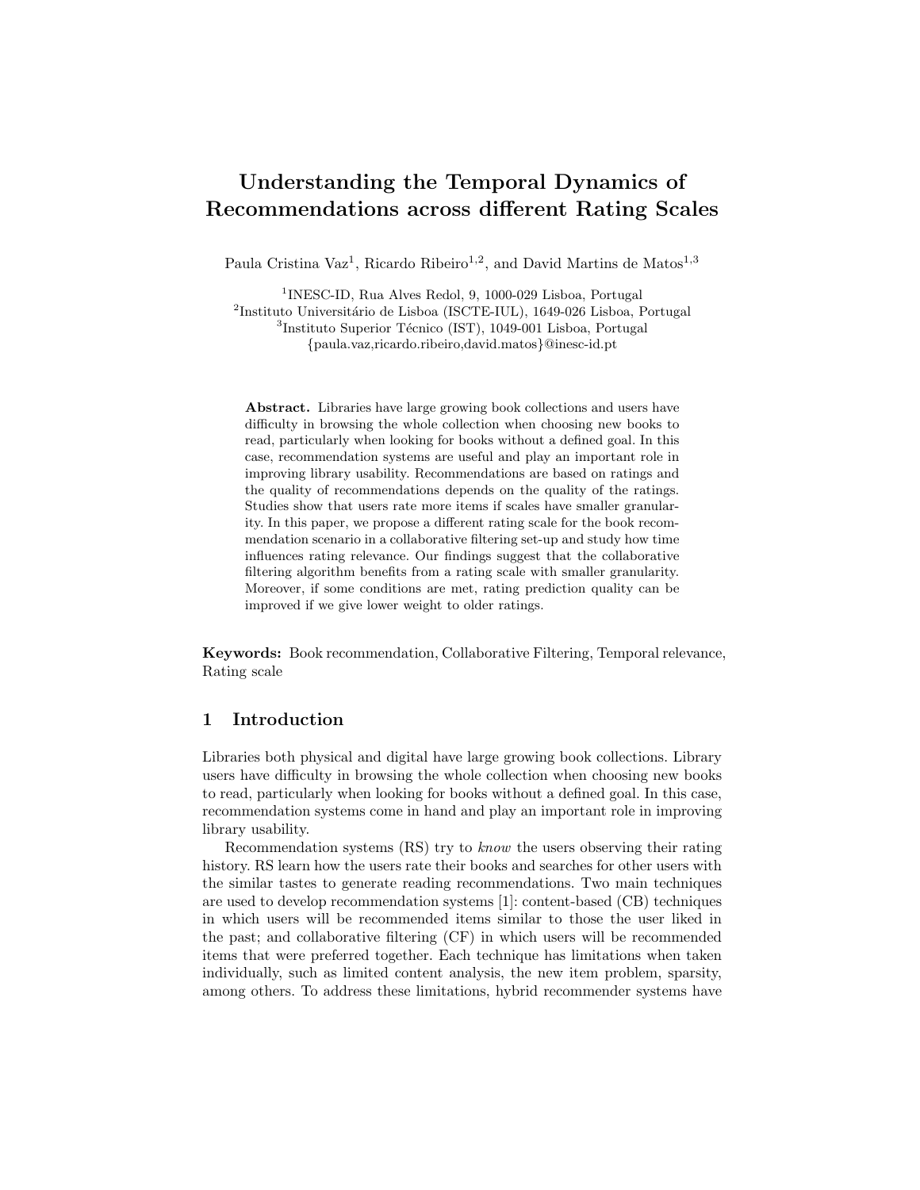# Understanding the Temporal Dynamics of Recommendations across different Rating Scales

Paula Cristina Vaz[1], Ricardo Ribeiro[1,2], and David Martins de Matos[1,3]

[1]INESC-ID, Rua Alves Redol, 9, 1000-029 Lisboa, Portugal
[2]Instituto Universitário de Lisboa (ISCTE-IUL), 1649-026 Lisboa, Portugal
[3]Instituto Superior Técnico (IST), 1049-001 Lisboa, Portugal
{paula.vaz,ricardo.ribeiro,david.matos}@inesc-id.pt

**Abstract.** Libraries have large growing book collections and users have difficulty in browsing the whole collection when choosing new books to read, particularly when looking for books without a defined goal. In this case, recommendation systems are useful and play an important role in improving library usability. Recommendations are based on ratings and the quality of recommendations depends on the quality of the ratings. Studies show that users rate more items if scales have smaller granularity. In this paper, we propose a different rating scale for the book recommendation scenario in a collaborative filtering set-up and study how time influences rating relevance. Our findings suggest that the collaborative filtering algorithm benefits from a rating scale with smaller granularity. Moreover, if some conditions are met, rating prediction quality can be improved if we give lower weight to older ratings.

**Keywords:** Book recommendation, Collaborative Filtering, Temporal relevance, Rating scale

## 1 Introduction

Libraries both physical and digital have large growing book collections. Library users have difficulty in browsing the whole collection when choosing new books to read, particularly when looking for books without a defined goal. In this case, recommendation systems come in hand and play an important role in improving library usability.

Recommendation systems (RS) try to *know* the users observing their rating history. RS learn how the users rate their books and searches for other users with the similar tastes to generate reading recommendations. Two main techniques are used to develop recommendation systems [1]: content-based (CB) techniques in which users will be recommended items similar to those the user liked in the past; and collaborative filtering (CF) in which users will be recommended items that were preferred together. Each technique has limitations when taken individually, such as limited content analysis, the new item problem, sparsity, among others. To address these limitations, hybrid recommender systems have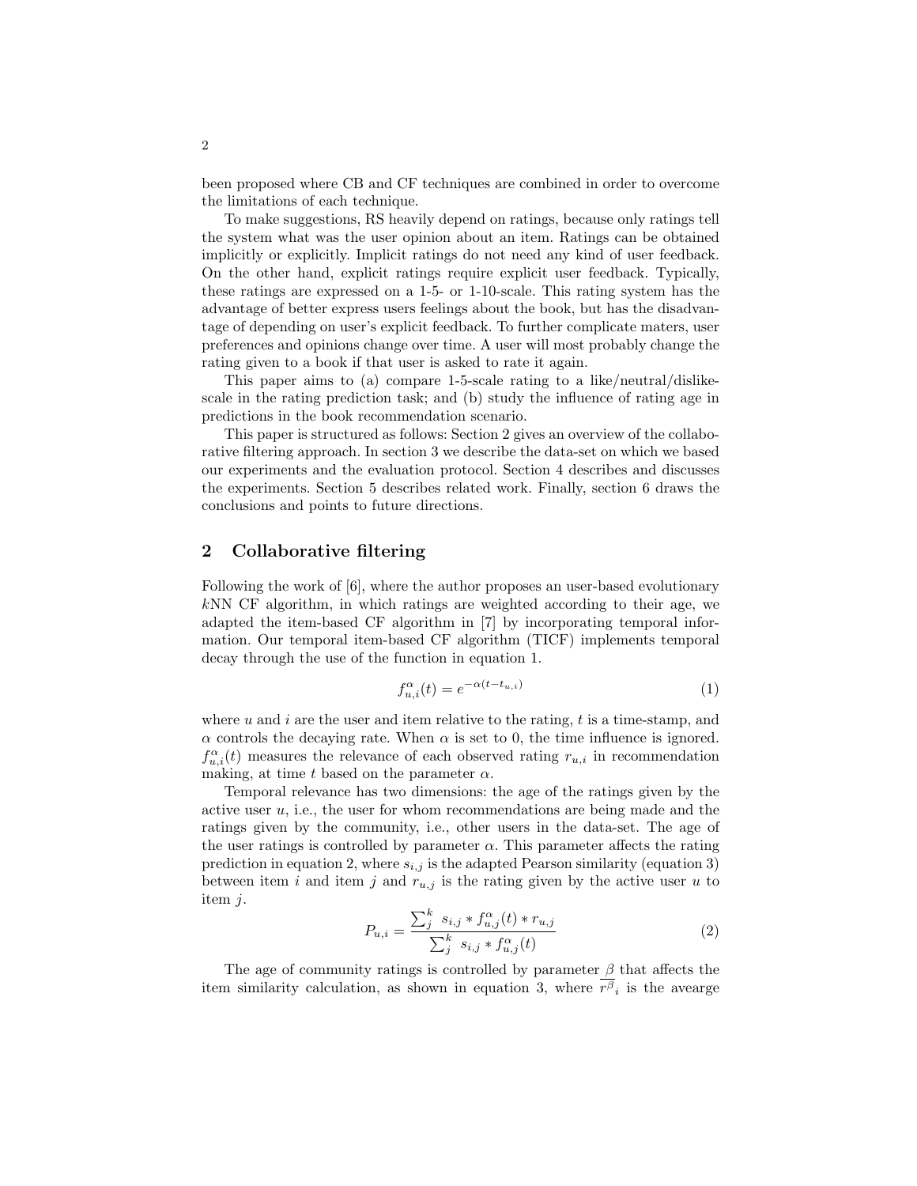been proposed where CB and CF techniques are combined in order to overcome the limitations of each technique.

To make suggestions, RS heavily depend on ratings, because only ratings tell the system what was the user opinion about an item. Ratings can be obtained implicitly or explicitly. Implicit ratings do not need any kind of user feedback. On the other hand, explicit ratings require explicit user feedback. Typically, these ratings are expressed on a 1-5- or 1-10-scale. This rating system has the advantage of better express users feelings about the book, but has the disadvantage of depending on user's explicit feedback. To further complicate maters, user preferences and opinions change over time. A user will most probably change the rating given to a book if that user is asked to rate it again.

This paper aims to (a) compare 1-5-scale rating to a like/neutral/dislike-scale in the rating prediction task; and (b) study the influence of rating age in predictions in the book recommendation scenario.

This paper is structured as follows: Section 2 gives an overview of the collaborative filtering approach. In section 3 we describe the data-set on which we based our experiments and the evaluation protocol. Section 4 describes and discusses the experiments. Section 5 describes related work. Finally, section 6 draws the conclusions and points to future directions.

## 2 Collaborative filtering

Following the work of [6], where the author proposes an user-based evolutionary $k$NN CF algorithm, in which ratings are weighted according to their age, we adapted the item-based CF algorithm in [7] by incorporating temporal information. Our temporal item-based CF algorithm (TICF) implements temporal decay through the use of the function in equation 1.

$$f_{u,i}^{\alpha}(t) = e^{-\alpha(t - t_{u,i})} \tag{1}$$

where $u$ and $i$ are the user and item relative to the rating, $t$ is a time-stamp, and $\alpha$ controls the decaying rate. When $\alpha$ is set to 0, the time influence is ignored. $f_{u,i}^{\alpha}(t)$ measures the relevance of each observed rating $r_{u,i}$ in recommendation making, at time $t$ based on the parameter $\alpha$.

Temporal relevance has two dimensions: the age of the ratings given by the active user $u$, i.e., the user for whom recommendations are being made and the ratings given by the community, i.e., other users in the data-set. The age of the user ratings is controlled by parameter $\alpha$. This parameter affects the rating prediction in equation 2, where $s_{i,j}$ is the adapted Pearson similarity (equation 3) between item $i$ and item $j$ and $r_{u,j}$ is the rating given by the active user $u$ to item $j$.

$$P_{u,i} = \frac{\sum_{j}^{k} \; s_{i,j} * f_{u,j}^{\alpha}(t) * r_{u,j}}{\sum_{j}^{k} \; s_{i,j} * f_{u,j}^{\alpha}(t)} \tag{2}$$

The age of community ratings is controlled by parameter $\beta$ that affects the item similarity calculation, as shown in equation 3, where $\overline{r^{\beta}}_i$ is the avearge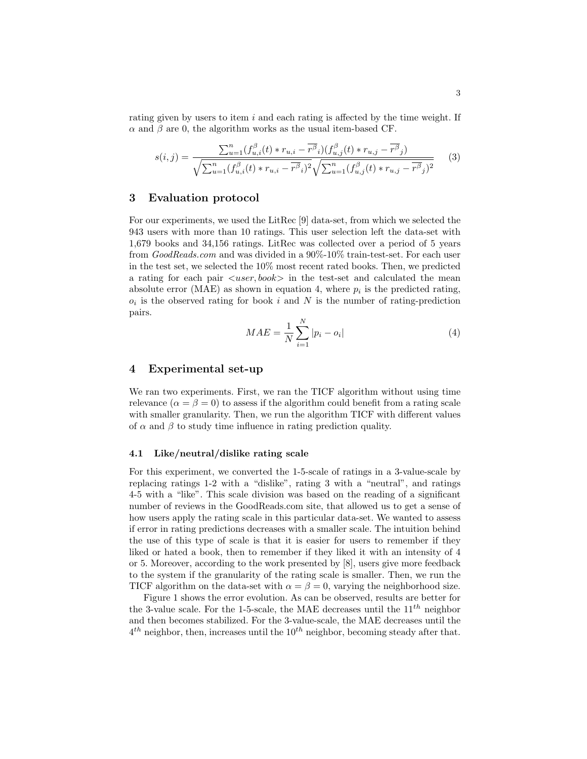rating given by users to item $i$ and each rating is affected by the time weight. If $\alpha$ and $\beta$ are 0, the algorithm works as the usual item-based CF.

$$s(i,j) = \frac{\sum_{u=1}^{n}(f_{u,i}^{\beta}(t) * r_{u,i} - \overline{r^{\beta}}_i)(f_{u,j}^{\beta}(t) * r_{u,j} - \overline{r^{\beta}}_j)}{\sqrt{\sum_{u=1}^{n}(f_{u,i}^{\beta}(t) * r_{u,i} - \overline{r^{\beta}}_i)^2}\sqrt{\sum_{u=1}^{n}(f_{u,j}^{\beta}(t) * r_{u,j} - \overline{r^{\beta}}_j)^2}} \quad (3)$$

## 3 Evaluation protocol

For our experiments, we used the LitRec [9] data-set, from which we selected the 943 users with more than 10 ratings. This user selection left the data-set with 1,679 books and 34,156 ratings. LitRec was collected over a period of 5 years from *GoodReads.com* and was divided in a 90%-10% train-test-set. For each user in the test set, we selected the 10% most recent rated books. Then, we predicted a rating for each pair $<user, book>$ in the test-set and calculated the mean absolute error (MAE) as shown in equation 4, where $p_i$ is the predicted rating, $o_i$ is the observed rating for book $i$ and $N$ is the number of rating-prediction pairs.

$$MAE = \frac{1}{N}\sum_{i=1}^{N}|p_i - o_i| \quad (4)$$

## 4 Experimental set-up

We ran two experiments. First, we ran the TICF algorithm without using time relevance ($\alpha = \beta = 0$) to assess if the algorithm could benefit from a rating scale with smaller granularity. Then, we run the algorithm TICF with different values of $\alpha$ and $\beta$ to study time influence in rating prediction quality.

### 4.1 Like/neutral/dislike rating scale

For this experiment, we converted the 1-5-scale of ratings in a 3-value-scale by replacing ratings 1-2 with a "dislike", rating 3 with a "neutral", and ratings 4-5 with a "like". This scale division was based on the reading of a significant number of reviews in the GoodReads.com site, that allowed us to get a sense of how users apply the rating scale in this particular data-set. We wanted to assess if error in rating predictions decreases with a smaller scale. The intuition behind the use of this type of scale is that it is easier for users to remember if they liked or hated a book, then to remember if they liked it with an intensity of 4 or 5. Moreover, according to the work presented by [8], users give more feedback to the system if the granularity of the rating scale is smaller. Then, we run the TICF algorithm on the data-set with $\alpha = \beta = 0$, varying the neighborhood size.

Figure 1 shows the error evolution. As can be observed, results are better for the 3-value scale. For the 1-5-scale, the MAE decreases until the $11^{th}$ neighbor and then becomes stabilized. For the 3-value-scale, the MAE decreases until the $4^{th}$ neighbor, then, increases until the $10^{th}$ neighbor, becoming steady after that.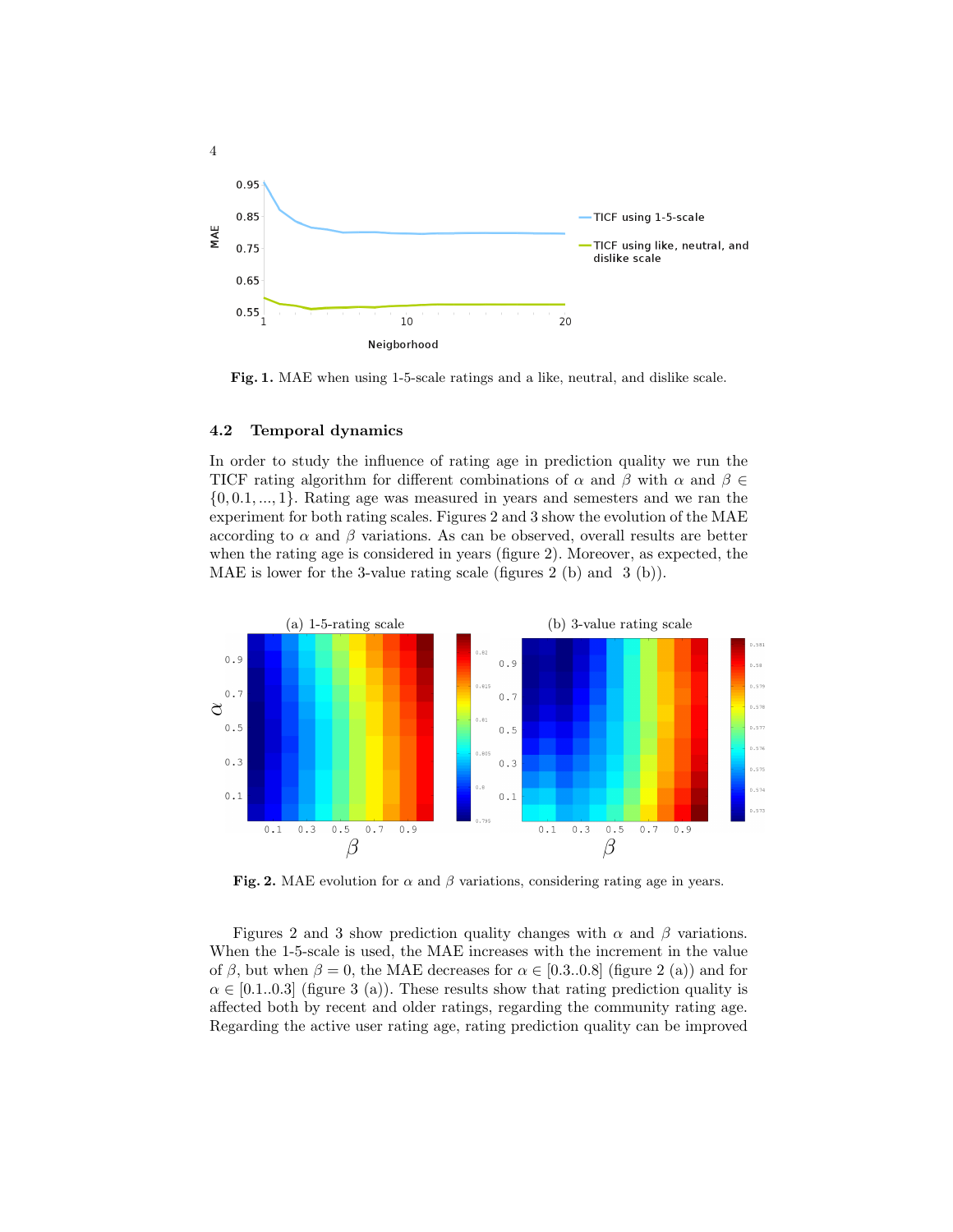Fig. 1. MAE when using 1-5-scale ratings and a like, neutral, and dislike scale.

### 4.2 Temporal dynamics

In order to study the influence of rating age in prediction quality we run the TICF rating algorithm for different combinations of $\alpha$ and $\beta$ with $\alpha$ and $\beta \in \{0, 0.1, ..., 1\}$. Rating age was measured in years and semesters and we ran the experiment for both rating scales. Figures 2 and 3 show the evolution of the MAE according to $\alpha$ and $\beta$ variations. As can be observed, overall results are better when the rating age is considered in years (figure 2). Moreover, as expected, the MAE is lower for the 3-value rating scale (figures 2 (b) and 3 (b)).

Fig. 2. MAE evolution for $\alpha$ and $\beta$ variations, considering rating age in years.

Figures 2 and 3 show prediction quality changes with $\alpha$ and $\beta$ variations. When the 1-5-scale is used, the MAE increases with the increment in the value of $\beta$, but when $\beta = 0$, the MAE decreases for $\alpha \in [0.3..0.8]$ (figure 2 (a)) and for $\alpha \in [0.1..0.3]$ (figure 3 (a)). These results show that rating prediction quality is affected both by recent and older ratings, regarding the community rating age. Regarding the active user rating age, rating prediction quality can be improved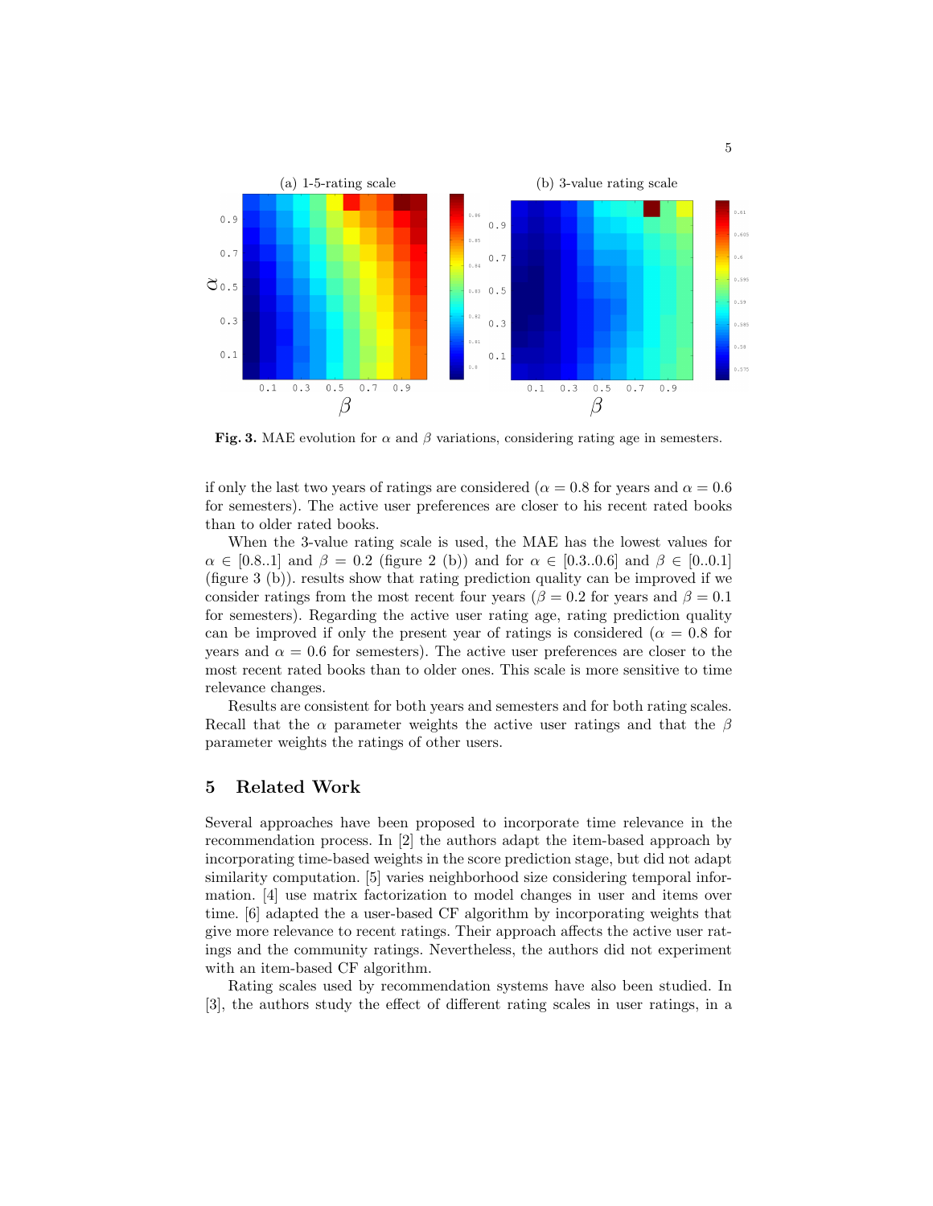**Fig. 3.** MAE evolution for $\alpha$ and $\beta$ variations, considering rating age in semesters.

if only the last two years of ratings are considered ($\alpha = 0.8$ for years and $\alpha = 0.6$ for semesters). The active user preferences are closer to his recent rated books than to older rated books.

When the 3-value rating scale is used, the MAE has the lowest values for $\alpha \in [0.8..1]$ and $\beta = 0.2$ (figure 2 (b)) and for $\alpha \in [0.3..0.6]$ and $\beta \in [0..0.1]$ (figure 3 (b)). results show that rating prediction quality can be improved if we consider ratings from the most recent four years ($\beta = 0.2$ for years and $\beta = 0.1$ for semesters). Regarding the active user rating age, rating prediction quality can be improved if only the present year of ratings is considered ($\alpha = 0.8$ for years and $\alpha = 0.6$ for semesters). The active user preferences are closer to the most recent rated books than to older ones. This scale is more sensitive to time relevance changes.

Results are consistent for both years and semesters and for both rating scales. Recall that the $\alpha$ parameter weights the active user ratings and that the $\beta$ parameter weights the ratings of other users.

## 5 Related Work

Several approaches have been proposed to incorporate time relevance in the recommendation process. In [2] the authors adapt the item-based approach by incorporating time-based weights in the score prediction stage, but did not adapt similarity computation. [5] varies neighborhood size considering temporal information. [4] use matrix factorization to model changes in user and items over time. [6] adapted the a user-based CF algorithm by incorporating weights that give more relevance to recent ratings. Their approach affects the active user ratings and the community ratings. Nevertheless, the authors did not experiment with an item-based CF algorithm.

Rating scales used by recommendation systems have also been studied. In [3], the authors study the effect of different rating scales in user ratings, in a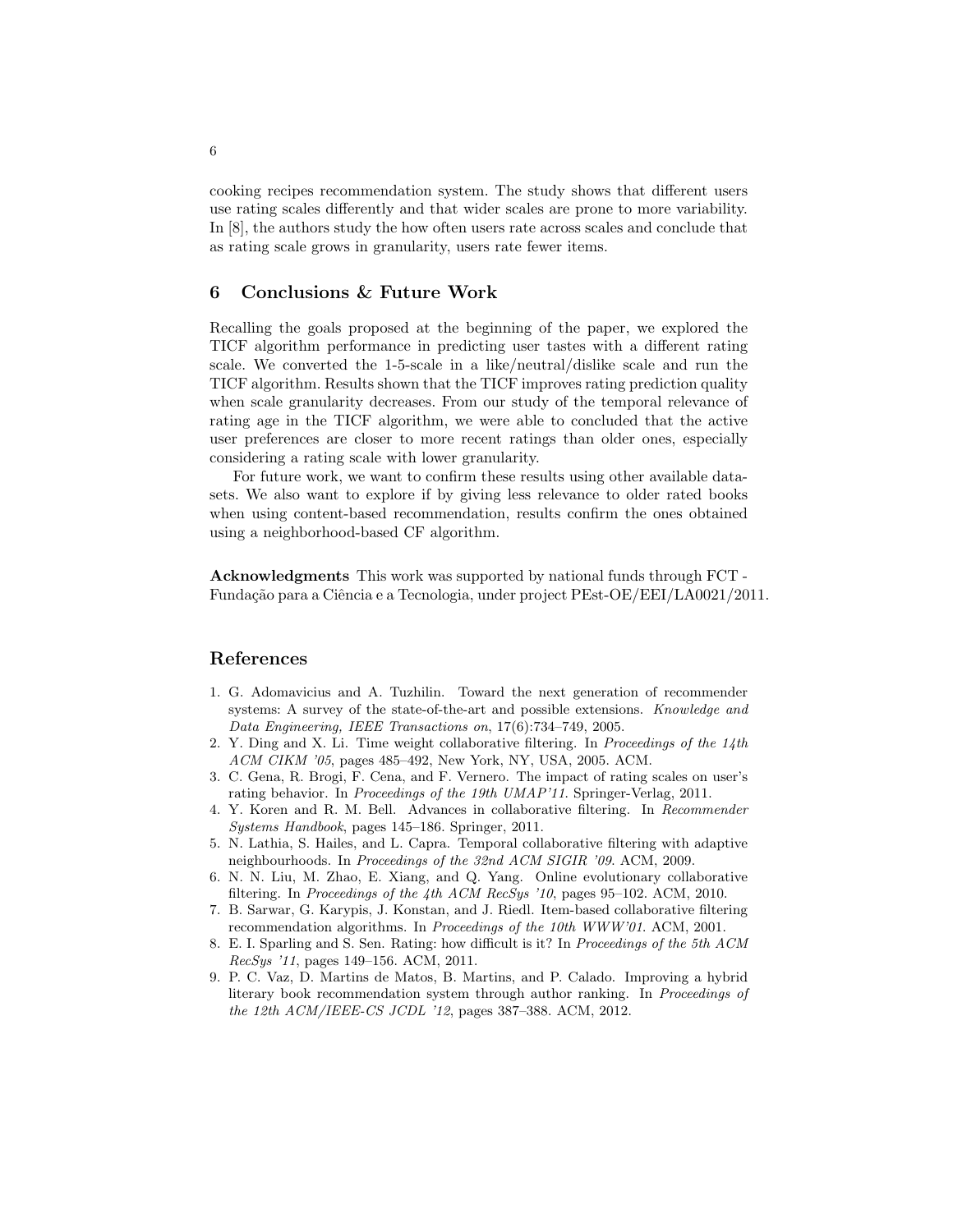cooking recipes recommendation system. The study shows that different users use rating scales differently and that wider scales are prone to more variability. In [8], the authors study the how often users rate across scales and conclude that as rating scale grows in granularity, users rate fewer items.

## 6 Conclusions & Future Work

Recalling the goals proposed at the beginning of the paper, we explored the TICF algorithm performance in predicting user tastes with a different rating scale. We converted the 1-5-scale in a like/neutral/dislike scale and run the TICF algorithm. Results shown that the TICF improves rating prediction quality when scale granularity decreases. From our study of the temporal relevance of rating age in the TICF algorithm, we were able to concluded that the active user preferences are closer to more recent ratings than older ones, especially considering a rating scale with lower granularity.

For future work, we want to confirm these results using other available datasets. We also want to explore if by giving less relevance to older rated books when using content-based recommendation, results confirm the ones obtained using a neighborhood-based CF algorithm.

**Acknowledgments** This work was supported by national funds through FCT - Fundação para a Ciência e a Tecnologia, under project PEst-OE/EEI/LA0021/2011.

## References

1. G. Adomavicius and A. Tuzhilin. Toward the next generation of recommender systems: A survey of the state-of-the-art and possible extensions. *Knowledge and Data Engineering, IEEE Transactions on*, 17(6):734–749, 2005.
2. Y. Ding and X. Li. Time weight collaborative filtering. In *Proceedings of the 14th ACM CIKM '05*, pages 485–492, New York, NY, USA, 2005. ACM.
3. C. Gena, R. Brogi, F. Cena, and F. Vernero. The impact of rating scales on user's rating behavior. In *Proceedings of the 19th UMAP'11*. Springer-Verlag, 2011.
4. Y. Koren and R. M. Bell. Advances in collaborative filtering. In *Recommender Systems Handbook*, pages 145–186. Springer, 2011.
5. N. Lathia, S. Hailes, and L. Capra. Temporal collaborative filtering with adaptive neighbourhoods. In *Proceedings of the 32nd ACM SIGIR '09*. ACM, 2009.
6. N. N. Liu, M. Zhao, E. Xiang, and Q. Yang. Online evolutionary collaborative filtering. In *Proceedings of the 4th ACM RecSys '10*, pages 95–102. ACM, 2010.
7. B. Sarwar, G. Karypis, J. Konstan, and J. Riedl. Item-based collaborative filtering recommendation algorithms. In *Proceedings of the 10th WWW'01*. ACM, 2001.
8. E. I. Sparling and S. Sen. Rating: how difficult is it? In *Proceedings of the 5th ACM RecSys '11*, pages 149–156. ACM, 2011.
9. P. C. Vaz, D. Martins de Matos, B. Martins, and P. Calado. Improving a hybrid literary book recommendation system through author ranking. In *Proceedings of the 12th ACM/IEEE-CS JCDL '12*, pages 387–388. ACM, 2012.